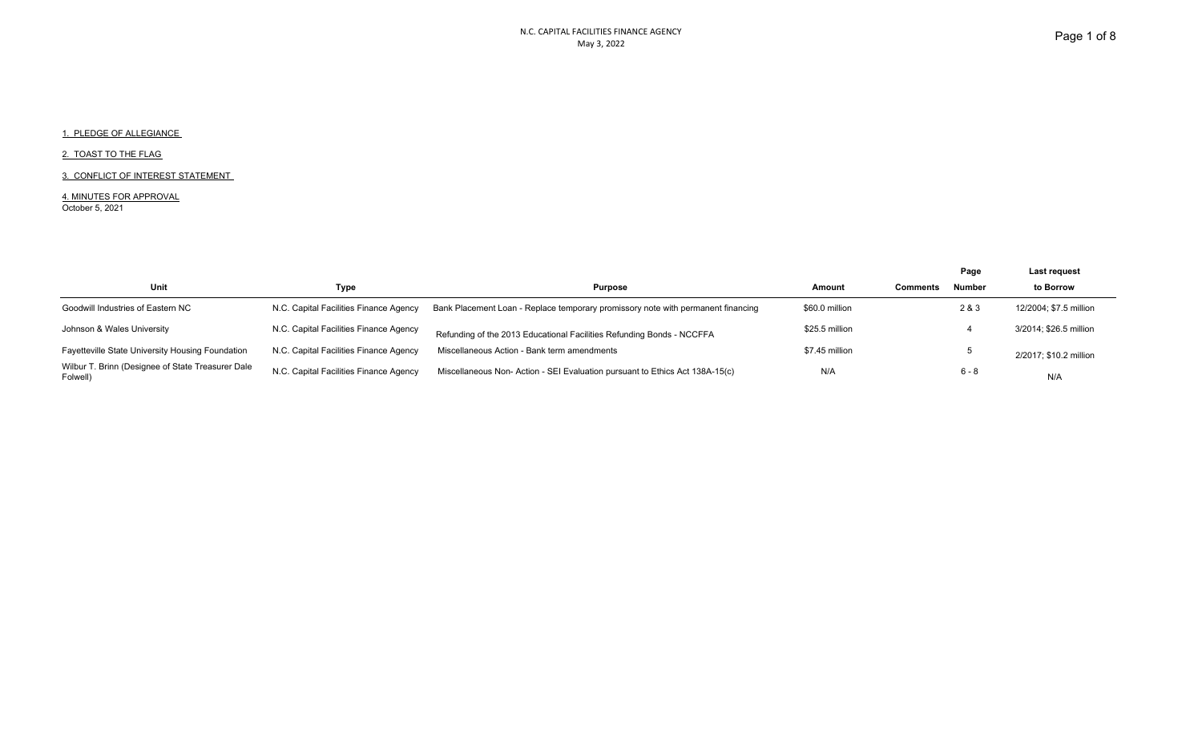N.C. CAPITAL FACILITIES FINANCE AGENCY

May 3, 2022

1. PLEDGE OF ALLEGIANCE

2. TOAST TO THE FLAG

3. CONFLICT OF INTEREST STATEMENT

4. MINUTES FOR APPROVAL

October 5, 2021

| Unit | Type | Purpose | Amount | Comments | Page Number | Last request to Borrow |
|---|---|---|---|---|---|---|
| Goodwill Industries of Eastern NC | N.C. Capital Facilities Finance Agency | Bank Placement Loan - Replace temporary promissory note with permanent financing | $60.0 million | | 2 & 3 | 12/2004; $7.5 million |
| Johnson & Wales University | N.C. Capital Facilities Finance Agency | Refunding of the 2013 Educational Facilities Refunding Bonds - NCCFFA | $25.5 million | | 4 | 3/2014; $26.5 million |
| Fayetteville State University Housing Foundation | N.C. Capital Facilities Finance Agency | Miscellaneous Action - Bank term amendments | $7.45 million | | 5 | 2/2017; $10.2 million |
| Wilbur T. Brinn (Designee of State Treasurer Dale Folwell) | N.C. Capital Facilities Finance Agency | Miscellaneous Non- Action - SEI Evaluation pursuant to Ethics Act 138A-15(c) | N/A | | 6 - 8 | N/A |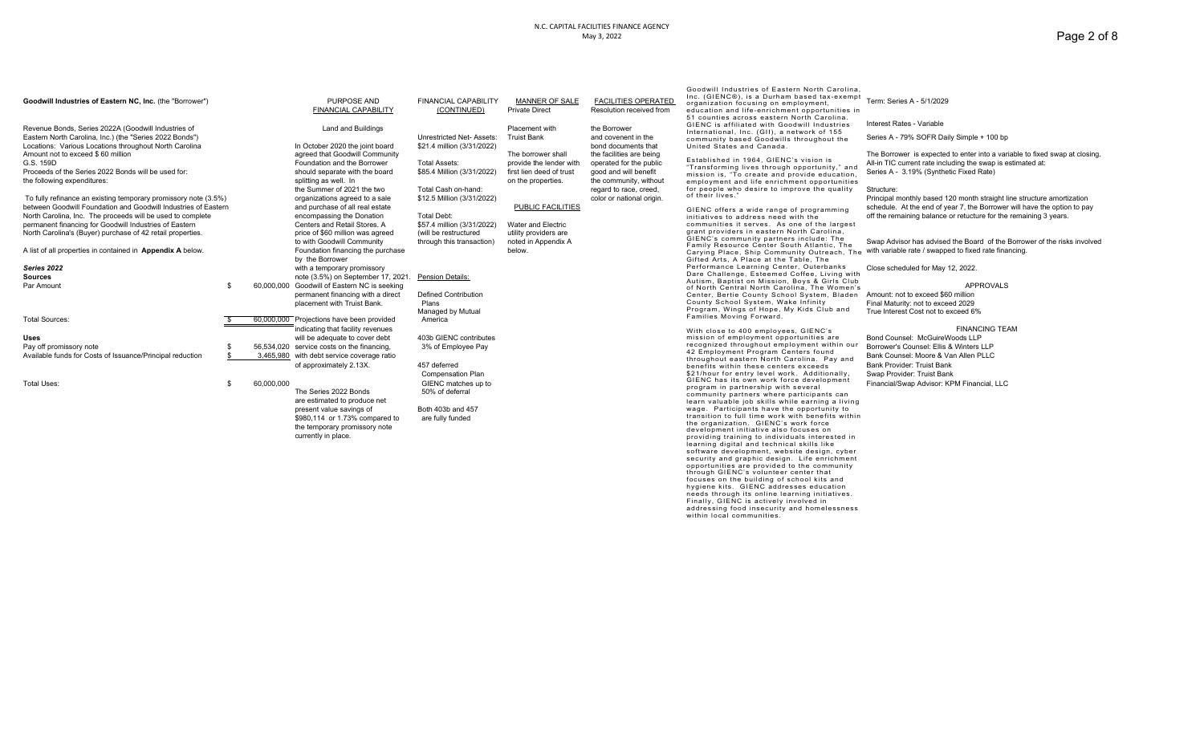**Goodwill Industries of Eastern NC, Inc.** (the "Borrower")

Revenue Bonds, Series 2022A (Goodwill Industries of Eastern North Carolina, Inc.) (the "Series 2022 Bonds")
Locations: Various Locations throughout North Carolina
Amount not to exceed $ 60 million
G.S. 159D
Proceeds of the Series 2022 Bonds will be used for:
the following expenditures:

To fully refinance an existing temporary promissory note (3.5%) between Goodwill Foundation and Goodwill Industries of Eastern North Carolina, Inc. The proceeds will be used to complete permanent financing for Goodwill Industries of Eastern North Carolina's (Buyer) purchase of 42 retail properties.

A list of all properties in contained in **Appendix A** below.

***Series 2022***

| **Sources** | | |
|---|---|---|
| Par Amount | $ | 60,000,000 |
| Total Sources: | $ | 60,000,000 |
| **Uses** | | |
| Pay off promissory note | $ | 56,534,020 |
| Available funds for Costs of Issuance/Principal reduction | $ | 3,465,980 |
| Total Uses: | $ | 60,000,000 |

PURPOSE AND FINANCIAL CAPABILITY

Land and Buildings

In October 2020 the joint board agreed that Goodwill Community Foundation and the Borrower should separate with the board splitting as well. In the Summer of 2021 the two organizations agreed to a sale and purchase of all real estate encompassing the Donation Centers and Retail Stores. A price of $60 million was agreed to with Goodwill Community Foundation financing the purchase by the Borrower with a temporary promissory note (3.5%) on September 17, 2021. Goodwill of Eastern NC is seeking permanent financing with a direct placement with Truist Bank. Projections have been provided indicating that facility revenues will be adequate to cover debt service costs on the financing, with debt service coverage ratio of approximately 2.13X.

The Series 2022 Bonds are estimated to produce net present value savings of $980,114 or 1.73% compared to the temporary promissory note currently in place.

FINANCIAL CAPABILITY (CONTINUED)

Unrestricted Net- Assets:
$21.4 million (3/31/2022)

Total Assets:
$85.4 Million (3/31/2022)

Total Cash on-hand:
$12.5 Million (3/31/2022)

Total Debt:
$57.4 million (3/31/2022) (will be restructured through this transaction)

Pension Details:

Defined Contribution Plans
Managed by Mutual America

403b GIENC contributes 3% of Employee Pay

457 deferred Compensation Plan
GIENC matches up to 50% of deferral

Both 403b and 457 are fully funded

MANNER OF SALE
Private Direct Placement with Truist Bank

The borrower shall provide the lender with first lien deed of trust on the properties.

PUBLIC FACILITIES

Water and Electric utility providers are noted in Appendix A below.

FACILITIES OPERATED
Resolution received from the Borrower and covenent in the bond documents that the facilities are being operated for the public good and will benefit the community, without regard to race, creed, color or national origin.

Goodwill Industries of Eastern North Carolina, Inc. (GIENC®), is a Durham based tax-exempt organization focusing on employment, education and life-enrichment opportunities in 51 counties across eastern North Carolina. GIENC is affiliated with Goodwill Industries International, Inc. (GII), a network of 155 community based Goodwills throughout the United States and Canada.

Established in 1964, GIENC's vision is "Transforming lives through opportunity," and mission is, "To create and provide education, employment and life enrichment opportunities for people who desire to improve the quality of their lives."

GIENC offers a wide range of programming initiatives to address need with the communities it serves. As one of the largest grant providers in eastern North Carolina, GIENC's community partners include: The Family Resource Center South Atlantic, The Carying Place, Ship Community Outreach, The Gifted Arts, A Place at the Table, The Performance Learning Center, Outerbanks Dare Challenge, Esteemed Coffee, Living with Autism, Baptist on Mission, Boys & Girls Club of North Central North Carolina, The Women's Center, Bertie County School System, Bladen County School System, Wake Infinity Program, Wings of Hope, My Kids Club and Families Moving Forward.

With close to 400 employees, GIENC's mission of employment opportunities are recognized throughout employment within our 42 Employment Program Centers found throughout eastern North Carolina. Pay and benefits within these centers exceeds $21/hour for entry level work. Additionally, GIENC has its own work force development program in partnership with several community partners where participants can learn valuable job skills while earning a living wage. Participants have the opportunity to transition to full time work with benefits within the organization. GIENC's work force development initiative also focuses on providing training to individuals interested in learning digital and technical skills like software development, website design, cyber security and graphic design. Life enrichment opportunities are provided to the community through GIENC's volunteer center that focuses on the building of school kits and hygiene kits. GIENC addresses education needs through its online learning initiatives. Finally, GIENC is actively involved in addressing food insecurity and homelessness within local communities.

Term: Series A - 5/1/2029

Interest Rates - Variable

Series A - 79% SOFR Daily Simple + 100 bp

The Borrower is expected to enter into a variable to fixed swap at closing.
All-in TIC current rate including the swap is estimated at:
Series A - 3.19% (Synthetic Fixed Rate)

Structure:
Principal monthly based 120 month straight line structure amortization schedule. At the end of year 7, the Borrower will have the option to pay off the remaining balance or retucture for the remaining 3 years.

Swap Advisor has advised the Board of the Borrower of the risks involved with variable rate / swapped to fixed rate financing.

Close scheduled for May 12, 2022.

APPROVALS

Amount: not to exceed $60 million
Final Maturity: not to exceed 2029
True Interest Cost not to exceed 6%

FINANCING TEAM

Bond Counsel: McGuireWoods LLP
Borrower's Counsel: Ellis & Winters LLP
Bank Counsel: Moore & Van Allen PLLC
Bank Provider: Truist Bank
Swap Provider: Truist Bank
Financial/Swap Advisor: KPM Financial, LLC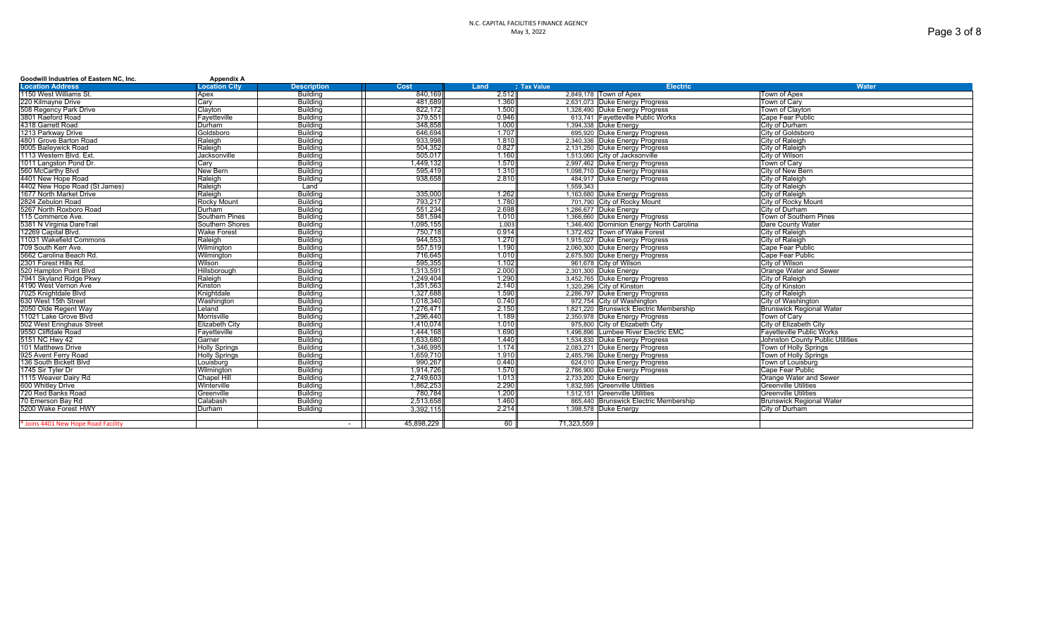**Goodwill Industries of Eastern NC, Inc.** **Appendix A**

| Location Address | Location City | Description | Cost | Land | : Tax Value | Electric | Water |
|---|---|---|---|---|---|---|---|
| 1150 West Williams St. | Apex | Building | 840,169 | 2.512 | 2,849,178 | Town of Apex | Town of Apex |
| 220 Kilmayne Drive | Cary | Building | 481,689 | 1.360 | 2,631,073 | Duke Energy Progress | Town of Cary |
| 508 Regency Park Drive | Clayton | Building | 822,172 | 1.500 | 1,328,490 | Duke Energy Progress | Town of Clayton |
| 3801 Raeford Road | Fayetteville | Building | 379,551 | 0.946 | 613,741 | Fayetteville Public Works | Cape Fear Public |
| 4318 Garrett Road | Durham | Building | 348,858 | 1.000 | 1,394,338 | Duke Energy | City of Durham |
| 1213 Parkway Drive | Goldsboro | Building | 646,694 | 1.707 | 695,920 | Duke Energy Progress | City of Goldsboro |
| 4801 Grove Barton Road | Raleigh | Building | 933,998 | 1.810 | 2,340,336 | Duke Energy Progress | City of Raleigh |
| 9005 Baileywick Road | Raleigh | Building | 504,352 | 0.827 | 2,131,250 | Duke Energy Progress | City of Raleigh |
| 1113 Western Blvd. Ext. | Jacksonville | Building | 505,017 | 1.160 | 1,513,060 | City of Jacksonville | City of Wilson |
| 1011 Langston Pond Dr. | Cary | Building | 1,449,132 | 1.570 | 2,997,462 | Duke Energy Progress | Town of Cary |
| 560 McCarthy Blvd | New Bern | Building | 595,419 | 1.310 | 1,098,710 | Duke Energy Progress | City of New Bern |
| 4401 New Hope Road | Raleigh | Building | 938,658 | 2.810 | 484,917 | Duke Energy Progress | City of Raleigh |
| 4402 New Hope Road (St James) | Raleigh | Land | | | 1,559,343 | | City of Raleigh |
| 1677 North Market Drive | Raleigh | Building | 335,000 | 1.262 | 1,163,680 | Duke Energy Progress | City of Raleigh |
| 2824 Zebulon Road | Rocky Mount | Building | 793,217 | 1.780 | 701,790 | City of Rocky Mount | City of Rocky Mount |
| 5267 North Roxboro Road | Durham | Building | 551,234 | 2.698 | 1,286,677 | Duke Energy | City of Durham |
| 115 Commerce Ave. | Southern Pines | Building | 581,594 | 1.010 | 1,366,660 | Duke Energy Progress | Town of Southern Pines |
| 5381 N Virginia DareTrail | Southern Shores | Building | 1,095,155 | 1.003 | 1,346,400 | Dominion Energy North Carolina | Dare County Water |
| 12269 Capital Blvd. | Wake Forest | Building | 750,718 | 0.914 | 1,372,452 | Town of Wake Forest | City of Raleigh |
| 11031 Wakefield Commons | Raleigh | Building | 944,553 | 1.270 | 1,915,027 | Duke Energy Progress | City of Raleigh |
| 709 South Kerr Ave. | Wilmington | Building | 557,519 | 1.190 | 2,060,300 | Duke Energy Progress | Cape Fear Public |
| 5662 Carolina Beach Rd. | Wilmington | Building | 716,645 | 1.010 | 2,675,500 | Duke Energy Progress | Cape Fear Public |
| 2301 Forest Hills Rd. | Wilson | Building | 595,355 | 1.102 | 961,678 | City of Wilson | City of Wilson |
| 520 Hampton Point Blvd | Hillsborough | Building | 1,313,591 | 2.000 | 2,301,300 | Duke Energy | Orange Water and Sewer |
| 7941 Skyland Ridge Pkwy | Raleigh | Building | 1,249,404 | 1.290 | 3,452,765 | Duke Energy Progress | City of Raleigh |
| 4190 West Vernon Ave | Kinston | Building | 1,351,563 | 2.140 | 1,320,296 | City of Kinston | City of Kinston |
| 7025 Knightdale Blvd | Knightdale | Building | 1,327,688 | 1.590 | 2,286,797 | Duke Energy Progress | City of Raleigh |
| 630 West 15th Street | Washington | Building | 1,018,340 | 0.740 | 972,754 | City of Washington | City of Washington |
| 2050 Olde Regent Way | Leland | Building | 1,276,471 | 2.150 | 1,821,220 | Brunswick Electric Membership | Brunswick Regional Water |
| 11021 Lake Grove Blvd | Morrisville | Building | 1,296,440 | 1.189 | 2,350,978 | Duke Energy Progress | Town of Cary |
| 502 West Eringhaus Street | Elizabeth City | Building | 1,410,074 | 1.010 | 975,800 | City of Elizabeth City | City of Elizabeth City |
| 9550 Cliffdale Road | Fayetteville | Building | 1,444,168 | 1.690 | 1,496,896 | Lumbee River Electric EMC | Fayetteville Public Works |
| 5151 NC Hwy 42 | Garner | Building | 1,633,680 | 1.440 | 1,534,830 | Duke Energy Progress | Johnston County Public Utilities |
| 101 Matthews Drive | Holly Springs | Building | 1,346,995 | 1.174 | 2,083,271 | Duke Energy Progress | Town of Holly Springs |
| 925 Avent Ferry Road | Holly Springs | Building | 1,659,710 | 1.910 | 2,485,796 | Duke Energy Progress | Town of Holly Springs |
| 136 South Bickett Blvd | Louisburg | Building | 990,267 | 0.440 | 624,010 | Duke Energy Progress | Town of Louisburg |
| 1745 Sir Tyler Dr | Wilmington | Building | 1,914,726 | 1.570 | 2,786,900 | Duke Energy Progress | Cape Fear Public |
| 1115 Weaver Dairy Rd | Chapel Hill | Building | 2,749,603 | 1.013 | 2,733,200 | Duke Energy | Orange Water and Sewer |
| 600 Whitley Drive | Winterville | Building | 1,862,253 | 2.290 | 1,832,595 | Greenville Utilities | Greenville Utilities |
| 720 Red Banks Road | Greenville | Building | 780,784 | 1.200 | 1,512,151 | Greenville Utilities | Greenville Utilities |
| 70 Emerson Bay Rd | Calabash | Building | 2,513,658 | 1.460 | 865,440 | Brunswick Electric Membership | Brunswick Regional Water |
| 5200 Wake Forest HWY | Durham | Building | 3,392,115 | 2.214 | 1,398,578 | Duke Energy | City of Durham |
| | | | | | | | |
| * Joins 4401 New Hope Road Facility | | - | 45,898,229 | 60 | 71,323,559 | | |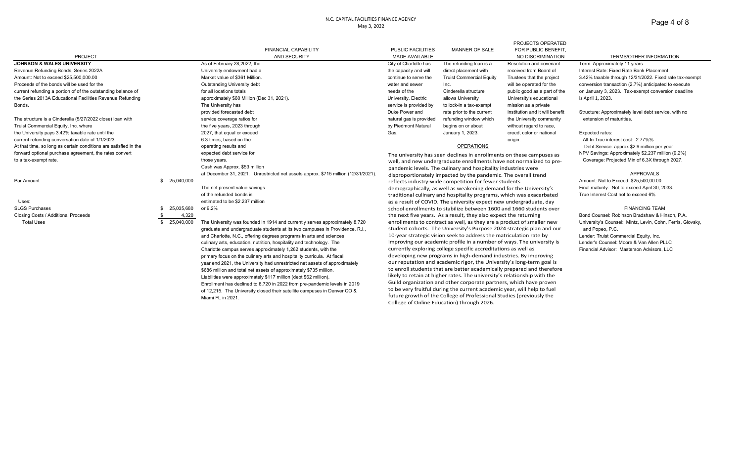N.C. CAPITAL FACILITIES FINANCE AGENCY

May 3, 2022

| PROJECT | FINANCIAL CAPABILITY AND SECURITY | PUBLIC FACILITIES MADE AVAILABLE | MANNER OF SALE | PROJECTS OPERATED FOR PUBLIC BENEFIT, NO DISCRIMINATION | TERMS/OTHER INFORMATION |
|---|---|---|---|---|---|

## JOHNSON & WALES UNIVERSITY

**PROJECT**

Revenue Refunding Bonds, Series 2022A

Amount: Not to exceed $25,500,000.00

Proceeds of the bonds will be used for the current refunding a portion of of the outstanding balance of the Series 2013A Educational Facilities Revenue Refunding Bonds.

The structure is a Cinderella (5/27/2022 close) loan with Truist Commercial Equity, Inc. where the University pays 3.42% taxable rate until the current refunding conversation date of 1/1/2023. At that time, so long as certain conditions are satisfied in the forward optional purchase agreement, the rates convert to a tax-exempt rate.

| | |
|---|---|
| Par Amount | $ 25,040,000 |
| **Uses:** | |
| SLGS Purchases | $ 25,035,680 |
| Closing Costs / Additional Proceeds | $ 4,320 |
| Total Uses | $ 25,040,000 |

**FINANCIAL CAPABILITY AND SECURITY**

As of February 28,2022, the University endowment had a Market value of $361 Million. Outstanding University debt for all locations totals approximately $60 Million (Dec 31, 2021). The University has provided forecasted debt service coverage ratios for the five years, 2023 through 2027, that equal or exceed 6.3 times, based on the operating results and expected debt service for those years.

Cash was Approx. $53 million at December 31, 2021. Unrestricted net assets approx. $715 million (12/31/2021).

The net present value savings of the refunded bonds is estimated to be $2.237 million or 9.2%

The University was founded in 1914 and currently serves approximately 8,720 graduate and undergraduate students at its two campuses in Providence, R.I., and Charlotte, N.C., offering degrees programs in arts and sciences culinary arts, education, nutrition, hospitality and technology. The Charlotte campus serves approximately 1,262 students, with the primary focus on the culinary arts and hospitality curricula. At fiscal year end 2021, the University had unrestricted net assets of approximately $686 million and total net assets of approximately $735 million. Liabilities were approximately $117 million (debt $62 million). Enrollment has declined to 8,720 in 2022 from pre-pandemic levels in 2019 of 12,215. The University closed their satellite campuses in Denver CO & Miami FL in 2021.

**PUBLIC FACILITIES MADE AVAILABLE**

City of Charlotte has the capacity and will continue to serve the water and sewer needs of the University. Electric service is provided by Duke Power and natural gas is provided by Piedmont Natural Gas.

**MANNER OF SALE**

The refunding loan is a direct placement with Truist Commercial Equity Inc. Cinderella structure allows University to lock-in a tax-exempt rate prior to the current refunding window which begins on or about January 1, 2023.

**PROJECTS OPERATED FOR PUBLIC BENEFIT, NO DISCRIMINATION**

Resolution and covenant received from Board of Trustees that the project will be operated for the public good as a part of the University's educational mission as a private institution and it will benefit the University community without regard to race, creed, color or national origin.

**OPERATIONS**

The university has seen declines in enrollments on these campuses as well, and new undergraduate enrollments have not normalized to pre-pandemic levels. The culinary and hospitality industries were disproportionately impacted by the pandemic. The overall trend reflects industry-wide competition for fewer students demographically, as well as weakening demand for the University's traditional culinary and hospitality programs, which was exacerbated as a result of COVID. The university expect new undergraduate, day school enrollments to stabilize between 1600 and 1660 students over the next five years. As a result, they also expect the returning enrollments to contract as well, as they are a product of smaller new student cohorts. The University's Purpose 2024 strategic plan and our 10-year strategic vision seek to address the matriculation rate by improving our academic profile in a number of ways. The university is currently exploring college specific accreditations as well as developing new programs in high-demand industries. By improving our reputation and academic rigor, the University's long-term goal is to enroll students that are better academically prepared and therefore likely to retain at higher rates. The university's relationship with the Guild organization and other corporate partners, which have proven to be very fruitful during the current academic year, will help to fuel future growth of the College of Professional Studies (previously the College of Online Education) through 2026.

**TERMS/OTHER INFORMATION**

Term: Approximately 11 years

Interest Rate: Fixed Rate Bank Placement

3.42% taxable through 12/31/2022. Fixed rate tax-exempt conversion transaction (2.7%) anticipated to execute on January 3, 2023. Tax-exempt conversion deadline is April 1, 2023.

Structure: Approximately level debt service, with no extension of maturities.

Expected rates:
- All-In True interest cost: 2.77%%
- Debt Service: approx $2.9 million per year

NPV Savings: Approximately $2.237 million (9.2%)

Coverage: Projected Min of 6.3X through 2027.

**APPROVALS**

Amount: Not to Exceed: $25,500,00.00

Final maturity: Not to exceed April 30, 2033.

True Interest Cost not to exceed 6%

**FINANCING TEAM**

Bond Counsel: Robinson Bradshaw & Hinson, P.A.

University's Counsel: Mintz, Levin, Cohn, Ferris, Glovsky, and Popeo, P.C.

Lender: Truist Commercial Equity, Inc.

Lender's Counsel: Moore & Van Allen PLLC

Financial Advisor: Masterson Advisors, LLC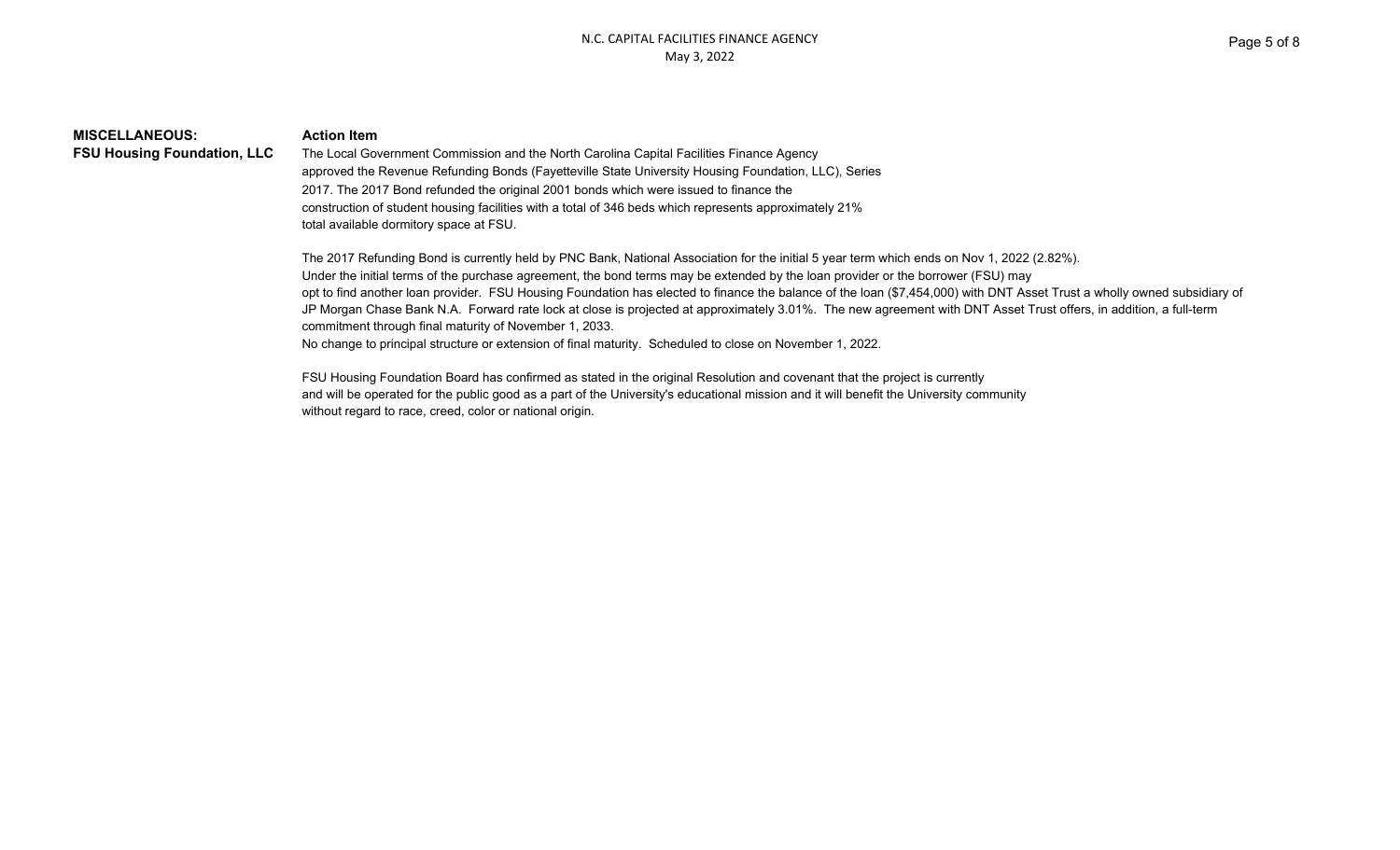**MISCELLANEOUS:**
**FSU Housing Foundation, LLC**

**Action Item**

The Local Government Commission and the North Carolina Capital Facilities Finance Agency approved the Revenue Refunding Bonds (Fayetteville State University Housing Foundation, LLC), Series 2017. The 2017 Bond refunded the original 2001 bonds which were issued to finance the construction of student housing facilities with a total of 346 beds which represents approximately 21% total available dormitory space at FSU.

The 2017 Refunding Bond is currently held by PNC Bank, National Association for the initial 5 year term which ends on Nov 1, 2022 (2.82%). Under the initial terms of the purchase agreement, the bond terms may be extended by the loan provider or the borrower (FSU) may opt to find another loan provider. FSU Housing Foundation has elected to finance the balance of the loan ($7,454,000) with DNT Asset Trust a wholly owned subsidiary of JP Morgan Chase Bank N.A. Forward rate lock at close is projected at approximately 3.01%. The new agreement with DNT Asset Trust offers, in addition, a full-term commitment through final maturity of November 1, 2033.
No change to principal structure or extension of final maturity. Scheduled to close on November 1, 2022.

FSU Housing Foundation Board has confirmed as stated in the original Resolution and covenant that the project is currently and will be operated for the public good as a part of the University's educational mission and it will benefit the University community without regard to race, creed, color or national origin.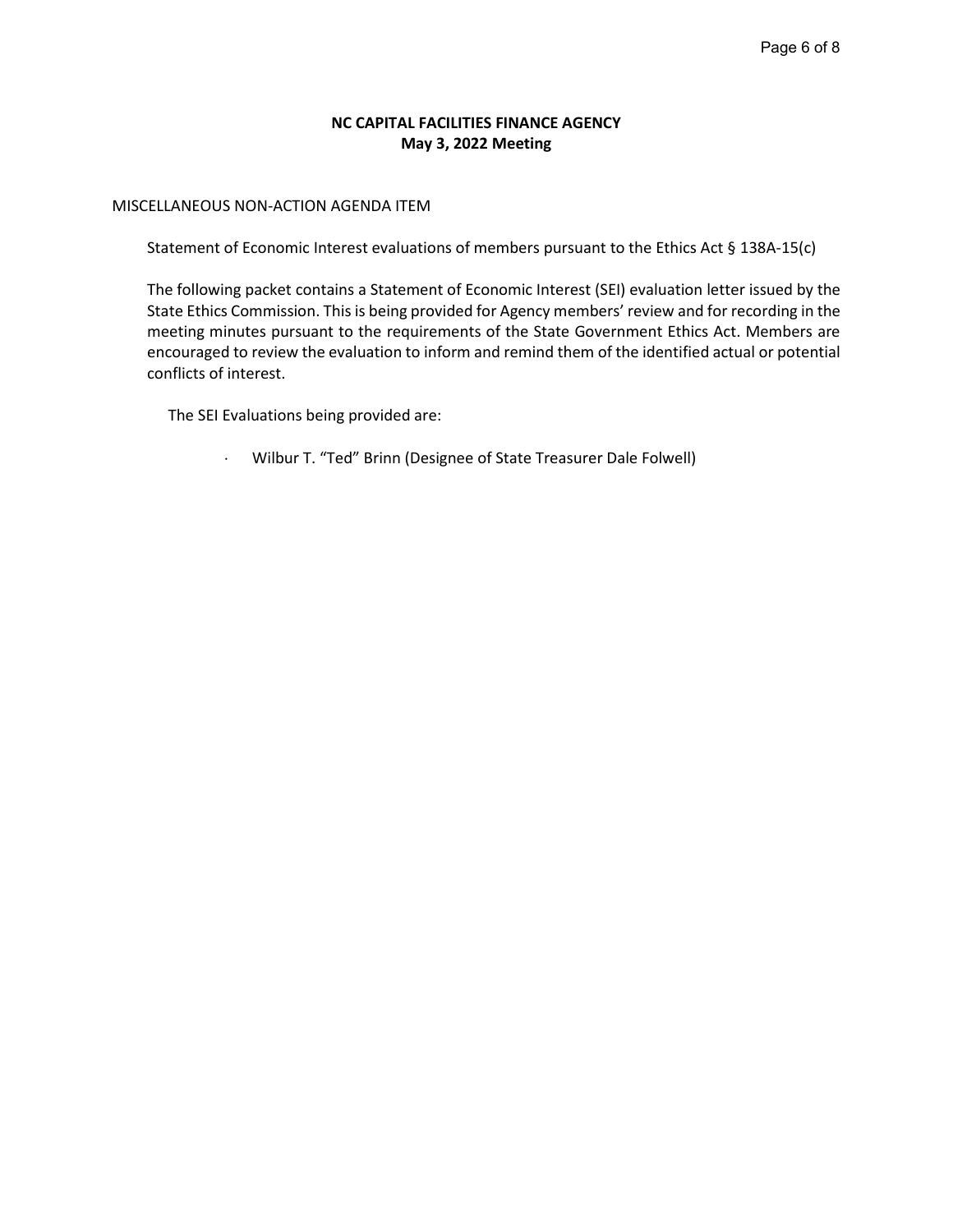**NC CAPITAL FACILITIES FINANCE AGENCY**
**May 3, 2022 Meeting**

MISCELLANEOUS NON-ACTION AGENDA ITEM

Statement of Economic Interest evaluations of members pursuant to the Ethics Act § 138A-15(c)

The following packet contains a Statement of Economic Interest (SEI) evaluation letter issued by the State Ethics Commission. This is being provided for Agency members' review and for recording in the meeting minutes pursuant to the requirements of the State Government Ethics Act. Members are encouraged to review the evaluation to inform and remind them of the identified actual or potential conflicts of interest.

The SEI Evaluations being provided are:

- Wilbur T. "Ted" Brinn (Designee of State Treasurer Dale Folwell)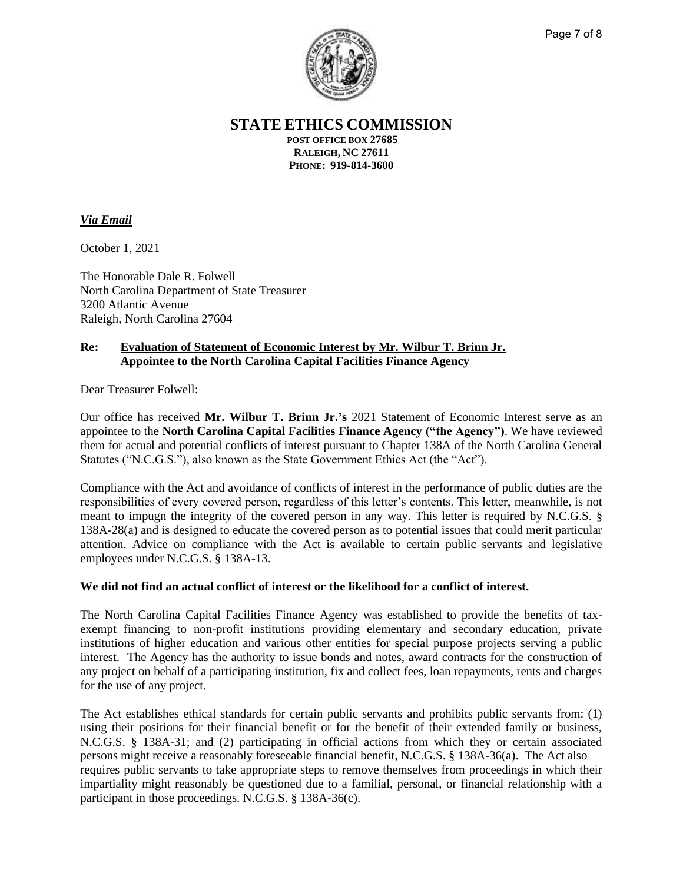# STATE ETHICS COMMISSION

**POST OFFICE BOX 27685**
**RALEIGH, NC 27611**
**PHONE: 919-814-3600**

***Via Email***

October 1, 2021

The Honorable Dale R. Folwell
North Carolina Department of State Treasurer
3200 Atlantic Avenue
Raleigh, North Carolina 27604

**Re: Evaluation of Statement of Economic Interest by Mr. Wilbur T. Brinn Jr. Appointee to the North Carolina Capital Facilities Finance Agency**

Dear Treasurer Folwell:

Our office has received **Mr. Wilbur T. Brinn Jr.'s** 2021 Statement of Economic Interest serve as an appointee to the **North Carolina Capital Facilities Finance Agency ("the Agency")**. We have reviewed them for actual and potential conflicts of interest pursuant to Chapter 138A of the North Carolina General Statutes ("N.C.G.S."), also known as the State Government Ethics Act (the "Act").

Compliance with the Act and avoidance of conflicts of interest in the performance of public duties are the responsibilities of every covered person, regardless of this letter's contents. This letter, meanwhile, is not meant to impugn the integrity of the covered person in any way. This letter is required by N.C.G.S. § 138A-28(a) and is designed to educate the covered person as to potential issues that could merit particular attention. Advice on compliance with the Act is available to certain public servants and legislative employees under N.C.G.S. § 138A-13.

**We did not find an actual conflict of interest or the likelihood for a conflict of interest.**

The North Carolina Capital Facilities Finance Agency was established to provide the benefits of tax-exempt financing to non-profit institutions providing elementary and secondary education, private institutions of higher education and various other entities for special purpose projects serving a public interest. The Agency has the authority to issue bonds and notes, award contracts for the construction of any project on behalf of a participating institution, fix and collect fees, loan repayments, rents and charges for the use of any project.

The Act establishes ethical standards for certain public servants and prohibits public servants from: (1) using their positions for their financial benefit or for the benefit of their extended family or business, N.C.G.S. § 138A-31; and (2) participating in official actions from which they or certain associated persons might receive a reasonably foreseeable financial benefit, N.C.G.S. § 138A-36(a). The Act also requires public servants to take appropriate steps to remove themselves from proceedings in which their impartiality might reasonably be questioned due to a familial, personal, or financial relationship with a participant in those proceedings. N.C.G.S. § 138A-36(c).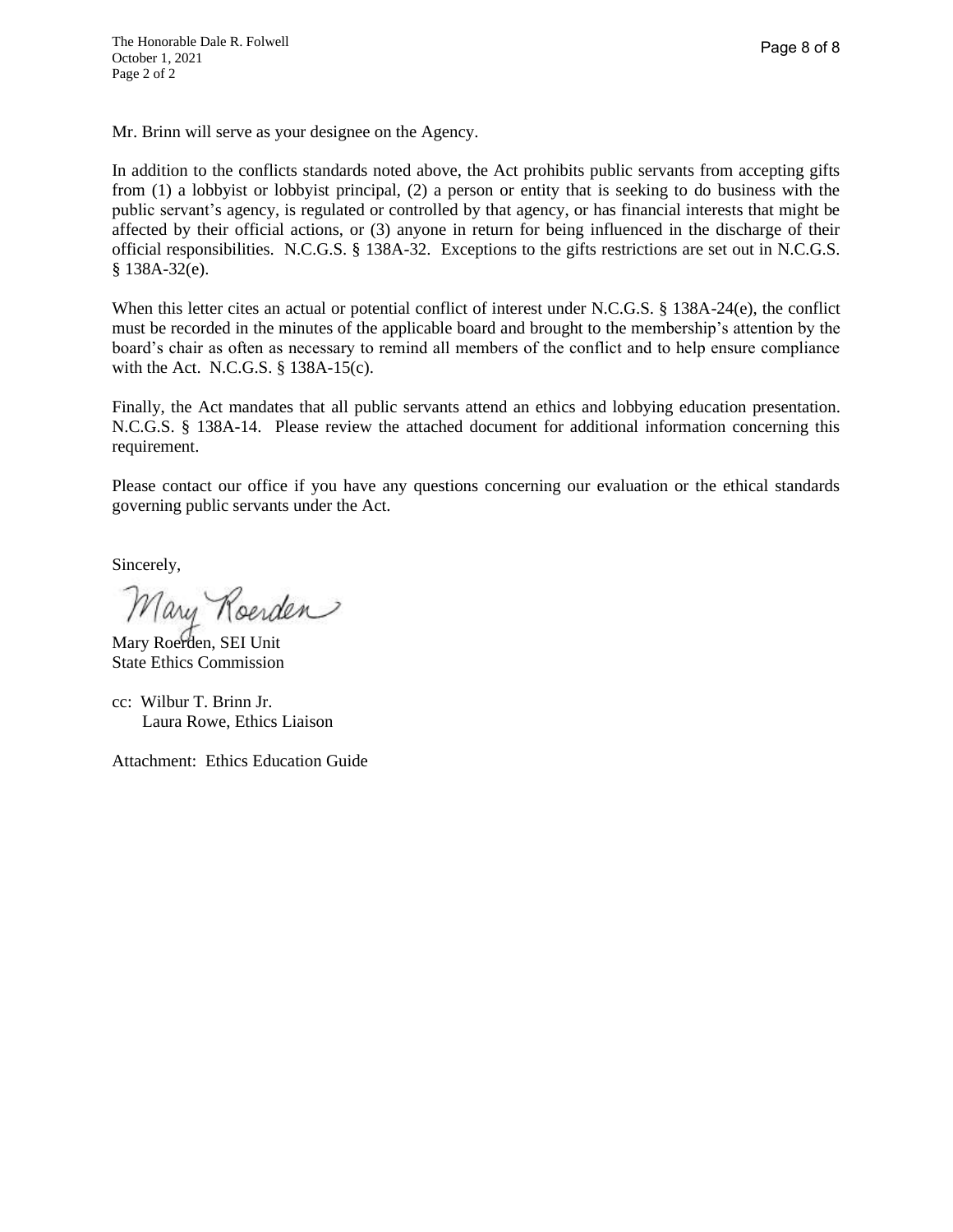Mr. Brinn will serve as your designee on the Agency.

In addition to the conflicts standards noted above, the Act prohibits public servants from accepting gifts from (1) a lobbyist or lobbyist principal, (2) a person or entity that is seeking to do business with the public servant's agency, is regulated or controlled by that agency, or has financial interests that might be affected by their official actions, or (3) anyone in return for being influenced in the discharge of their official responsibilities. N.C.G.S. § 138A-32. Exceptions to the gifts restrictions are set out in N.C.G.S. § 138A-32(e).

When this letter cites an actual or potential conflict of interest under N.C.G.S. § 138A-24(e), the conflict must be recorded in the minutes of the applicable board and brought to the membership's attention by the board's chair as often as necessary to remind all members of the conflict and to help ensure compliance with the Act. N.C.G.S. § 138A-15(c).

Finally, the Act mandates that all public servants attend an ethics and lobbying education presentation. N.C.G.S. § 138A-14. Please review the attached document for additional information concerning this requirement.

Please contact our office if you have any questions concerning our evaluation or the ethical standards governing public servants under the Act.

Sincerely,

Mary Roerden

Mary Roerden, SEI Unit
State Ethics Commission

cc: Wilbur T. Brinn Jr.
Laura Rowe, Ethics Liaison

Attachment: Ethics Education Guide